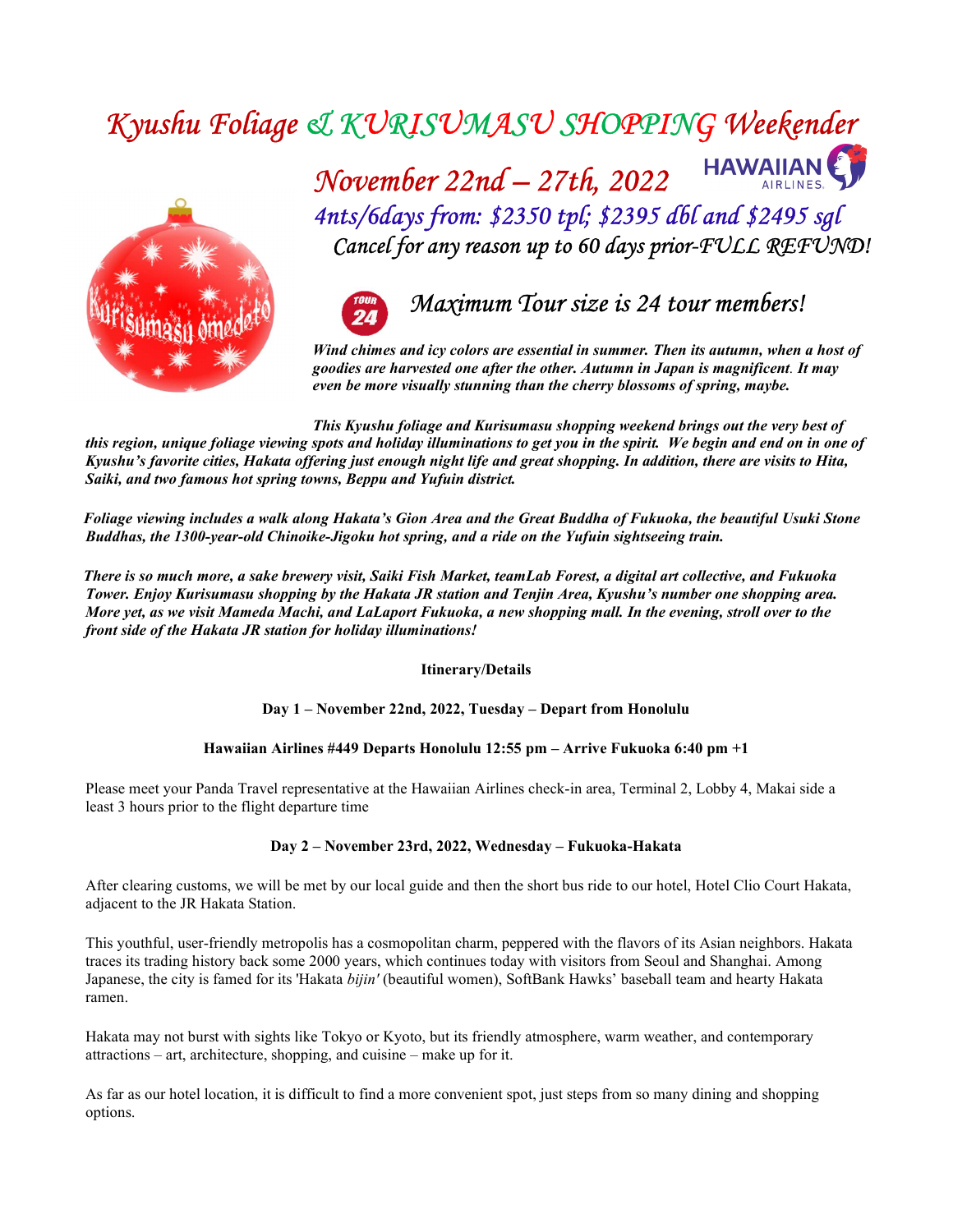# Kyushu Foliage & KURISUMASU SHOPPING Weekender

## November 22nd – 27th, 2022

### 4nts/6days from: $2350 tpl; $2395 dbl and $2495 sgl

### Cancel for any reason up to 60 days prior-FULL REFUND!

### Maximum Tour size is 24 tour members!

***Wind chimes and icy colors are essential in summer. Then its autumn, when a host of goodies are harvested one after the other. Autumn in Japan is magnificent. It may even be more visually stunning than the cherry blossoms of spring, maybe.***

***This Kyushu foliage and Kurisumasu shopping weekend brings out the very best of this region, unique foliage viewing spots and holiday illuminations to get you in the spirit. We begin and end on in one of Kyushu's favorite cities, Hakata offering just enough night life and great shopping. In addition, there are visits to Hita, Saiki, and two famous hot spring towns, Beppu and Yufuin district.***

***Foliage viewing includes a walk along Hakata's Gion Area and the Great Buddha of Fukuoka, the beautiful Usuki Stone Buddhas, the 1300-year-old Chinoike-Jigoku hot spring, and a ride on the Yufuin sightseeing train.***

***There is so much more, a sake brewery visit, Saiki Fish Market, teamLab Forest, a digital art collective, and Fukuoka Tower. Enjoy Kurisumasu shopping by the Hakata JR station and Tenjin Area, Kyushu's number one shopping area. More yet, as we visit Mameda Machi, and LaLaport Fukuoka, a new shopping mall. In the evening, stroll over to the front side of the Hakata JR station for holiday illuminations!***

**Itinerary/Details**

**Day 1 – November 22nd, 2022, Tuesday – Depart from Honolulu**

**Hawaiian Airlines #449 Departs Honolulu 12:55 pm – Arrive Fukuoka 6:40 pm +1**

Please meet your Panda Travel representative at the Hawaiian Airlines check-in area, Terminal 2, Lobby 4, Makai side a least 3 hours prior to the flight departure time

**Day 2 – November 23rd, 2022, Wednesday – Fukuoka-Hakata**

After clearing customs, we will be met by our local guide and then the short bus ride to our hotel, Hotel Clio Court Hakata, adjacent to the JR Hakata Station.

This youthful, user-friendly metropolis has a cosmopolitan charm, peppered with the flavors of its Asian neighbors. Hakata traces its trading history back some 2000 years, which continues today with visitors from Seoul and Shanghai. Among Japanese, the city is famed for its 'Hakata *bijin'* (beautiful women), SoftBank Hawks' baseball team and hearty Hakata ramen.

Hakata may not burst with sights like Tokyo or Kyoto, but its friendly atmosphere, warm weather, and contemporary attractions – art, architecture, shopping, and cuisine – make up for it.

As far as our hotel location, it is difficult to find a more convenient spot, just steps from so many dining and shopping options.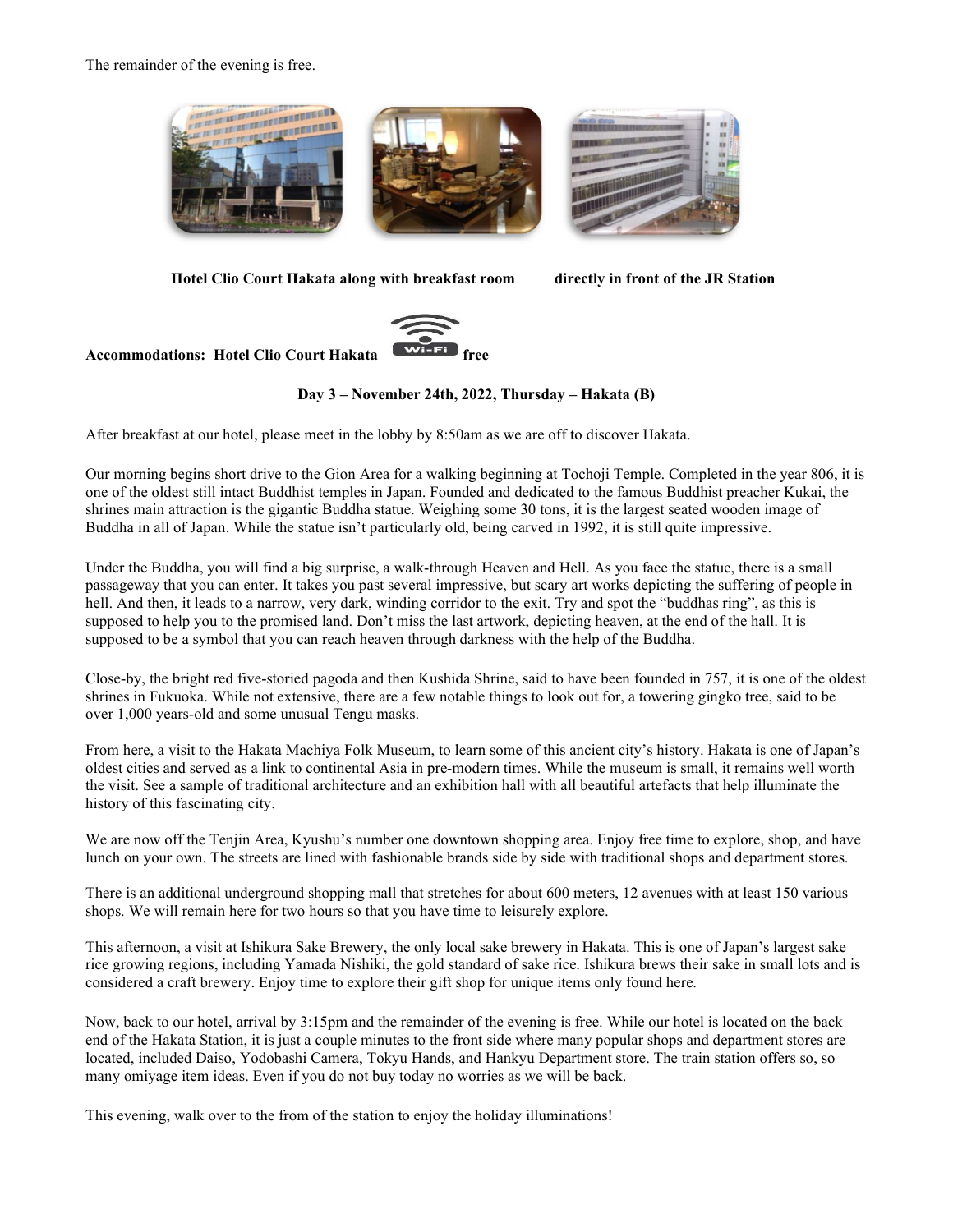The remainder of the evening is free.

**Hotel Clio Court Hakata along with breakfast room** **directly in front of the JR Station**

**Accommodations: Hotel Clio Court Hakata** **free**

**Day 3 – November 24th, 2022, Thursday – Hakata (B)**

After breakfast at our hotel, please meet in the lobby by 8:50am as we are off to discover Hakata.

Our morning begins short drive to the Gion Area for a walking beginning at Tochoji Temple. Completed in the year 806, it is one of the oldest still intact Buddhist temples in Japan. Founded and dedicated to the famous Buddhist preacher Kukai, the shrines main attraction is the gigantic Buddha statue. Weighing some 30 tons, it is the largest seated wooden image of Buddha in all of Japan. While the statue isn't particularly old, being carved in 1992, it is still quite impressive.

Under the Buddha, you will find a big surprise, a walk-through Heaven and Hell. As you face the statue, there is a small passageway that you can enter. It takes you past several impressive, but scary art works depicting the suffering of people in hell. And then, it leads to a narrow, very dark, winding corridor to the exit. Try and spot the "buddhas ring", as this is supposed to help you to the promised land. Don't miss the last artwork, depicting heaven, at the end of the hall. It is supposed to be a symbol that you can reach heaven through darkness with the help of the Buddha.

Close-by, the bright red five-storied pagoda and then Kushida Shrine, said to have been founded in 757, it is one of the oldest shrines in Fukuoka. While not extensive, there are a few notable things to look out for, a towering gingko tree, said to be over 1,000 years-old and some unusual Tengu masks.

From here, a visit to the Hakata Machiya Folk Museum, to learn some of this ancient city's history. Hakata is one of Japan's oldest cities and served as a link to continental Asia in pre-modern times. While the museum is small, it remains well worth the visit. See a sample of traditional architecture and an exhibition hall with all beautiful artefacts that help illuminate the history of this fascinating city.

We are now off the Tenjin Area, Kyushu's number one downtown shopping area. Enjoy free time to explore, shop, and have lunch on your own. The streets are lined with fashionable brands side by side with traditional shops and department stores.

There is an additional underground shopping mall that stretches for about 600 meters, 12 avenues with at least 150 various shops. We will remain here for two hours so that you have time to leisurely explore.

This afternoon, a visit at Ishikura Sake Brewery, the only local sake brewery in Hakata. This is one of Japan's largest sake rice growing regions, including Yamada Nishiki, the gold standard of sake rice. Ishikura brews their sake in small lots and is considered a craft brewery. Enjoy time to explore their gift shop for unique items only found here.

Now, back to our hotel, arrival by 3:15pm and the remainder of the evening is free. While our hotel is located on the back end of the Hakata Station, it is just a couple minutes to the front side where many popular shops and department stores are located, included Daiso, Yodobashi Camera, Tokyu Hands, and Hankyu Department store. The train station offers so, so many omiyage item ideas. Even if you do not buy today no worries as we will be back.

This evening, walk over to the from of the station to enjoy the holiday illuminations!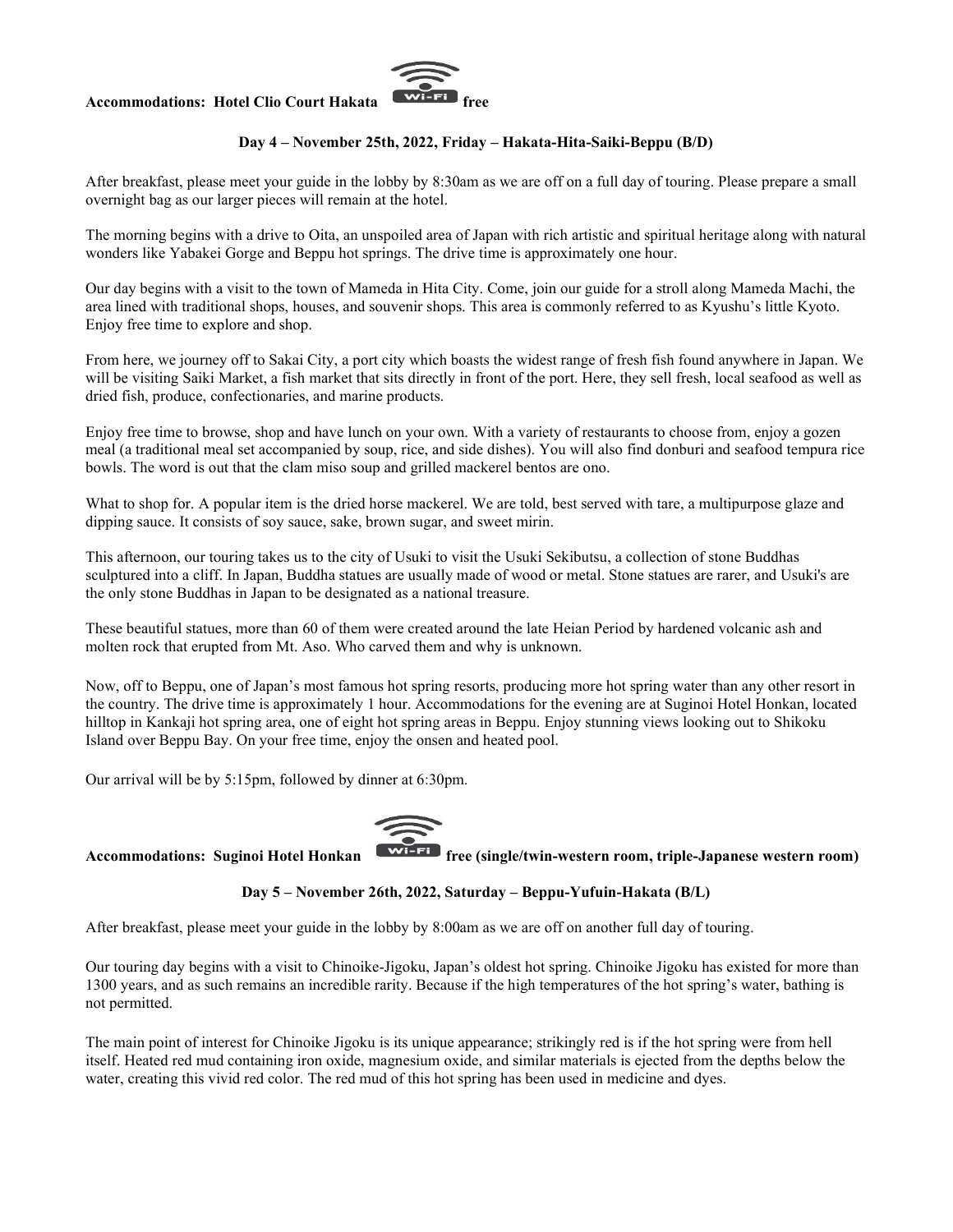**Accommodations: Hotel Clio Court Hakata** Wi-Fi **free**

### Day 4 – November 25th, 2022, Friday – Hakata-Hita-Saiki-Beppu (B/D)

After breakfast, please meet your guide in the lobby by 8:30am as we are off on a full day of touring. Please prepare a small overnight bag as our larger pieces will remain at the hotel.

The morning begins with a drive to Oita, an unspoiled area of Japan with rich artistic and spiritual heritage along with natural wonders like Yabakei Gorge and Beppu hot springs. The drive time is approximately one hour.

Our day begins with a visit to the town of Mameda in Hita City. Come, join our guide for a stroll along Mameda Machi, the area lined with traditional shops, houses, and souvenir shops. This area is commonly referred to as Kyushu's little Kyoto. Enjoy free time to explore and shop.

From here, we journey off to Sakai City, a port city which boasts the widest range of fresh fish found anywhere in Japan. We will be visiting Saiki Market, a fish market that sits directly in front of the port. Here, they sell fresh, local seafood as well as dried fish, produce, confectionaries, and marine products.

Enjoy free time to browse, shop and have lunch on your own. With a variety of restaurants to choose from, enjoy a gozen meal (a traditional meal set accompanied by soup, rice, and side dishes). You will also find donburi and seafood tempura rice bowls. The word is out that the clam miso soup and grilled mackerel bentos are ono.

What to shop for. A popular item is the dried horse mackerel. We are told, best served with tare, a multipurpose glaze and dipping sauce. It consists of soy sauce, sake, brown sugar, and sweet mirin.

This afternoon, our touring takes us to the city of Usuki to visit the Usuki Sekibutsu, a collection of stone Buddhas sculptured into a cliff. In Japan, Buddha statues are usually made of wood or metal. Stone statues are rarer, and Usuki's are the only stone Buddhas in Japan to be designated as a national treasure.

These beautiful statues, more than 60 of them were created around the late Heian Period by hardened volcanic ash and molten rock that erupted from Mt. Aso. Who carved them and why is unknown.

Now, off to Beppu, one of Japan's most famous hot spring resorts, producing more hot spring water than any other resort in the country. The drive time is approximately 1 hour. Accommodations for the evening are at Suginoi Hotel Honkan, located hilltop in Kankaji hot spring area, one of eight hot spring areas in Beppu. Enjoy stunning views looking out to Shikoku Island over Beppu Bay. On your free time, enjoy the onsen and heated pool.

Our arrival will be by 5:15pm, followed by dinner at 6:30pm.

**Accommodations: Suginoi Hotel Honkan** Wi-Fi **free (single/twin-western room, triple-Japanese western room)**

### Day 5 – November 26th, 2022, Saturday – Beppu-Yufuin-Hakata (B/L)

After breakfast, please meet your guide in the lobby by 8:00am as we are off on another full day of touring.

Our touring day begins with a visit to Chinoike-Jigoku, Japan's oldest hot spring. Chinoike Jigoku has existed for more than 1300 years, and as such remains an incredible rarity. Because if the high temperatures of the hot spring's water, bathing is not permitted.

The main point of interest for Chinoike Jigoku is its unique appearance; strikingly red is if the hot spring were from hell itself. Heated red mud containing iron oxide, magnesium oxide, and similar materials is ejected from the depths below the water, creating this vivid red color. The red mud of this hot spring has been used in medicine and dyes.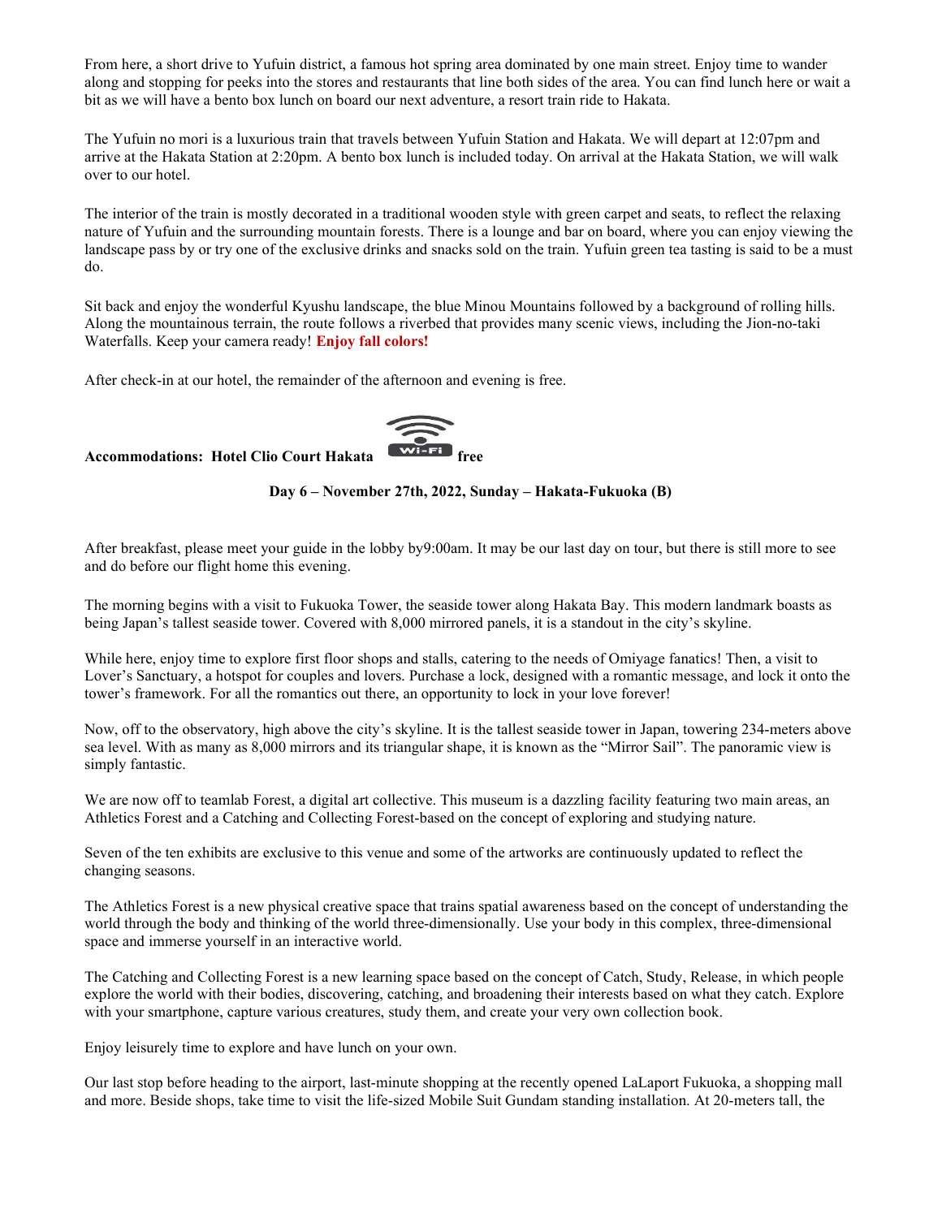From here, a short drive to Yufuin district, a famous hot spring area dominated by one main street. Enjoy time to wander along and stopping for peeks into the stores and restaurants that line both sides of the area. You can find lunch here or wait a bit as we will have a bento box lunch on board our next adventure, a resort train ride to Hakata.

The Yufuin no mori is a luxurious train that travels between Yufuin Station and Hakata. We will depart at 12:07pm and arrive at the Hakata Station at 2:20pm. A bento box lunch is included today. On arrival at the Hakata Station, we will walk over to our hotel.

The interior of the train is mostly decorated in a traditional wooden style with green carpet and seats, to reflect the relaxing nature of Yufuin and the surrounding mountain forests. There is a lounge and bar on board, where you can enjoy viewing the landscape pass by or try one of the exclusive drinks and snacks sold on the train. Yufuin green tea tasting is said to be a must do.

Sit back and enjoy the wonderful Kyushu landscape, the blue Minou Mountains followed by a background of rolling hills. Along the mountainous terrain, the route follows a riverbed that provides many scenic views, including the Jion-no-taki Waterfalls. Keep your camera ready! **Enjoy fall colors!**

After check-in at our hotel, the remainder of the afternoon and evening is free.

**Accommodations: Hotel Clio Court Hakata** Wi-Fi **free**

**Day 6 – November 27th, 2022, Sunday – Hakata-Fukuoka (B)**

After breakfast, please meet your guide in the lobby by9:00am. It may be our last day on tour, but there is still more to see and do before our flight home this evening.

The morning begins with a visit to Fukuoka Tower, the seaside tower along Hakata Bay. This modern landmark boasts as being Japan's tallest seaside tower. Covered with 8,000 mirrored panels, it is a standout in the city's skyline.

While here, enjoy time to explore first floor shops and stalls, catering to the needs of Omiyage fanatics! Then, a visit to Lover's Sanctuary, a hotspot for couples and lovers. Purchase a lock, designed with a romantic message, and lock it onto the tower's framework. For all the romantics out there, an opportunity to lock in your love forever!

Now, off to the observatory, high above the city's skyline. It is the tallest seaside tower in Japan, towering 234-meters above sea level. With as many as 8,000 mirrors and its triangular shape, it is known as the "Mirror Sail". The panoramic view is simply fantastic.

We are now off to teamlab Forest, a digital art collective. This museum is a dazzling facility featuring two main areas, an Athletics Forest and a Catching and Collecting Forest-based on the concept of exploring and studying nature.

Seven of the ten exhibits are exclusive to this venue and some of the artworks are continuously updated to reflect the changing seasons.

The Athletics Forest is a new physical creative space that trains spatial awareness based on the concept of understanding the world through the body and thinking of the world three-dimensionally. Use your body in this complex, three-dimensional space and immerse yourself in an interactive world.

The Catching and Collecting Forest is a new learning space based on the concept of Catch, Study, Release, in which people explore the world with their bodies, discovering, catching, and broadening their interests based on what they catch. Explore with your smartphone, capture various creatures, study them, and create your very own collection book.

Enjoy leisurely time to explore and have lunch on your own.

Our last stop before heading to the airport, last-minute shopping at the recently opened LaLaport Fukuoka, a shopping mall and more. Beside shops, take time to visit the life-sized Mobile Suit Gundam standing installation. At 20-meters tall, the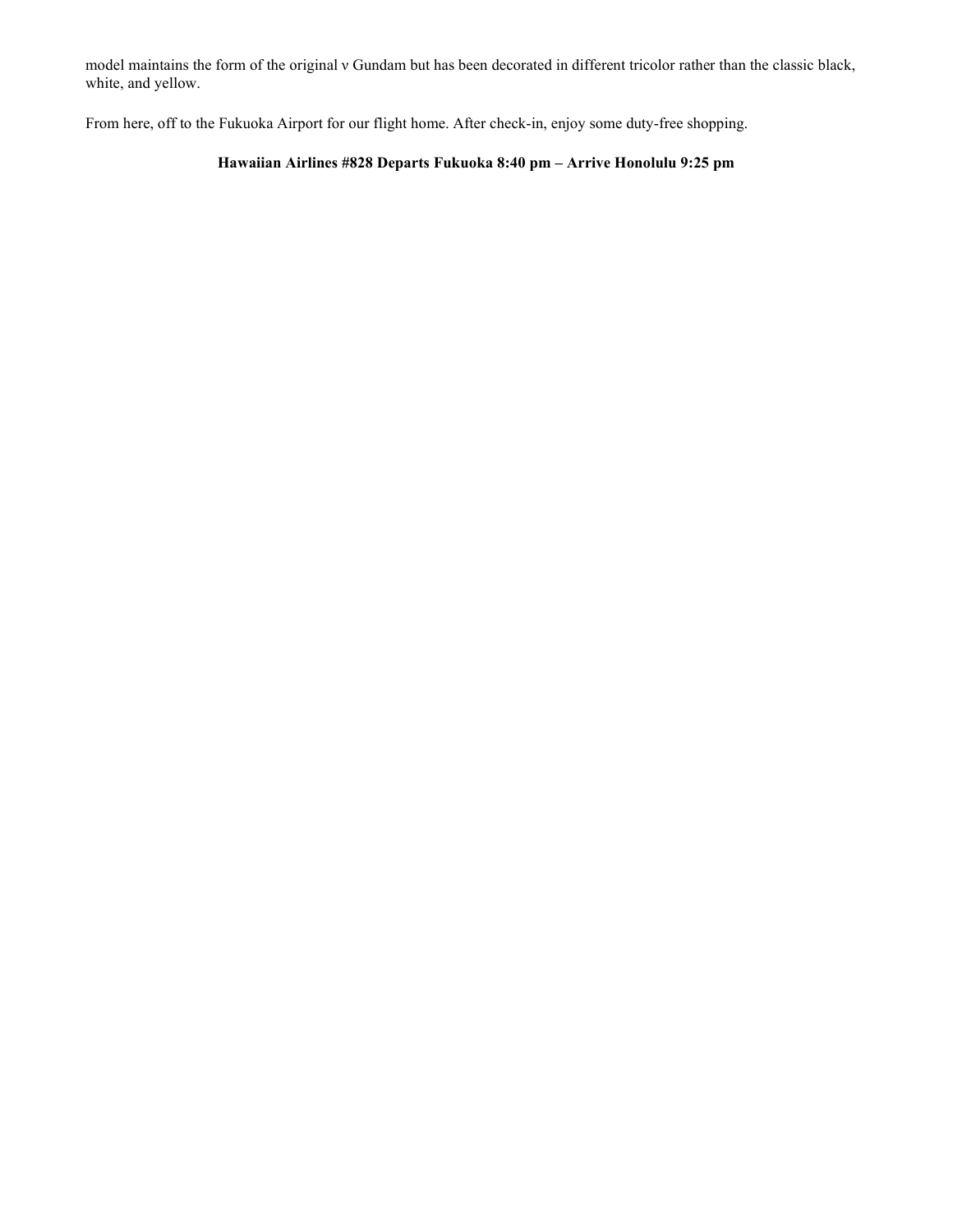model maintains the form of the original ν Gundam but has been decorated in different tricolor rather than the classic black, white, and yellow.

From here, off to the Fukuoka Airport for our flight home. After check-in, enjoy some duty-free shopping.

**Hawaiian Airlines #828 Departs Fukuoka 8:40 pm – Arrive Honolulu 9:25 pm**